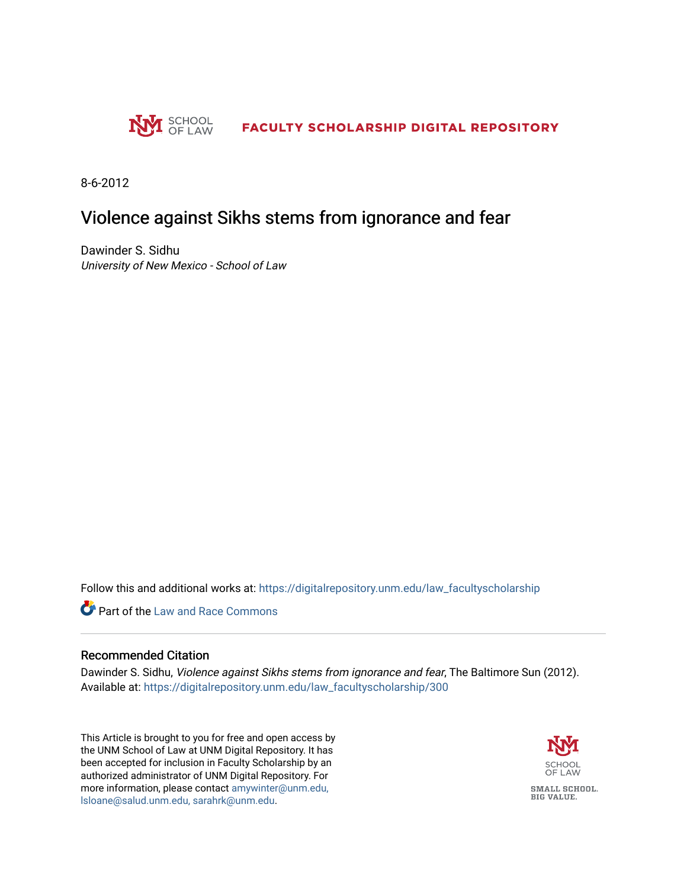SCHOOL OF LAW **FACULTY SCHOLARSHIP DIGITAL REPOSITORY**

8-6-2012

# Violence against Sikhs stems from ignorance and fear

Dawinder S. Sidhu
*University of New Mexico - School of Law*

Follow this and additional works at: https://digitalrepository.unm.edu/law_facultyscholarship

Part of the Law and Race Commons

## Recommended Citation

Dawinder S. Sidhu, *Violence against Sikhs stems from ignorance and fear*, The Baltimore Sun (2012). Available at: https://digitalrepository.unm.edu/law_facultyscholarship/300

This Article is brought to you for free and open access by the UNM School of Law at UNM Digital Repository. It has been accepted for inclusion in Faculty Scholarship by an authorized administrator of UNM Digital Repository. For more information, please contact amywinter@unm.edu, lsloane@salud.unm.edu, sarahrk@unm.edu.

SCHOOL OF LAW

SMALL SCHOOL. BIG VALUE.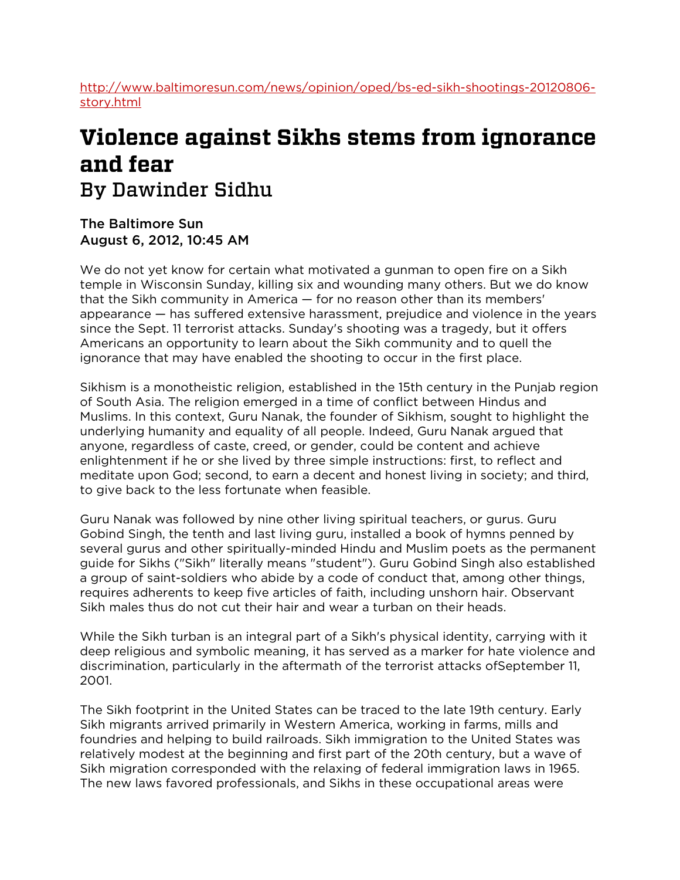http://www.baltimoresun.com/news/opinion/oped/bs-ed-sikh-shootings-20120806-story.html

# Violence against Sikhs stems from ignorance and fear

## By Dawinder Sidhu

**The Baltimore Sun**
**August 6, 2012, 10:45 AM**

We do not yet know for certain what motivated a gunman to open fire on a Sikh temple in Wisconsin Sunday, killing six and wounding many others. But we do know that the Sikh community in America — for no reason other than its members' appearance — has suffered extensive harassment, prejudice and violence in the years since the Sept. 11 terrorist attacks. Sunday's shooting was a tragedy, but it offers Americans an opportunity to learn about the Sikh community and to quell the ignorance that may have enabled the shooting to occur in the first place.

Sikhism is a monotheistic religion, established in the 15th century in the Punjab region of South Asia. The religion emerged in a time of conflict between Hindus and Muslims. In this context, Guru Nanak, the founder of Sikhism, sought to highlight the underlying humanity and equality of all people. Indeed, Guru Nanak argued that anyone, regardless of caste, creed, or gender, could be content and achieve enlightenment if he or she lived by three simple instructions: first, to reflect and meditate upon God; second, to earn a decent and honest living in society; and third, to give back to the less fortunate when feasible.

Guru Nanak was followed by nine other living spiritual teachers, or gurus. Guru Gobind Singh, the tenth and last living guru, installed a book of hymns penned by several gurus and other spiritually-minded Hindu and Muslim poets as the permanent guide for Sikhs ("Sikh" literally means "student"). Guru Gobind Singh also established a group of saint-soldiers who abide by a code of conduct that, among other things, requires adherents to keep five articles of faith, including unshorn hair. Observant Sikh males thus do not cut their hair and wear a turban on their heads.

While the Sikh turban is an integral part of a Sikh's physical identity, carrying with it deep religious and symbolic meaning, it has served as a marker for hate violence and discrimination, particularly in the aftermath of the terrorist attacks ofSeptember 11, 2001.

The Sikh footprint in the United States can be traced to the late 19th century. Early Sikh migrants arrived primarily in Western America, working in farms, mills and foundries and helping to build railroads. Sikh immigration to the United States was relatively modest at the beginning and first part of the 20th century, but a wave of Sikh migration corresponded with the relaxing of federal immigration laws in 1965. The new laws favored professionals, and Sikhs in these occupational areas were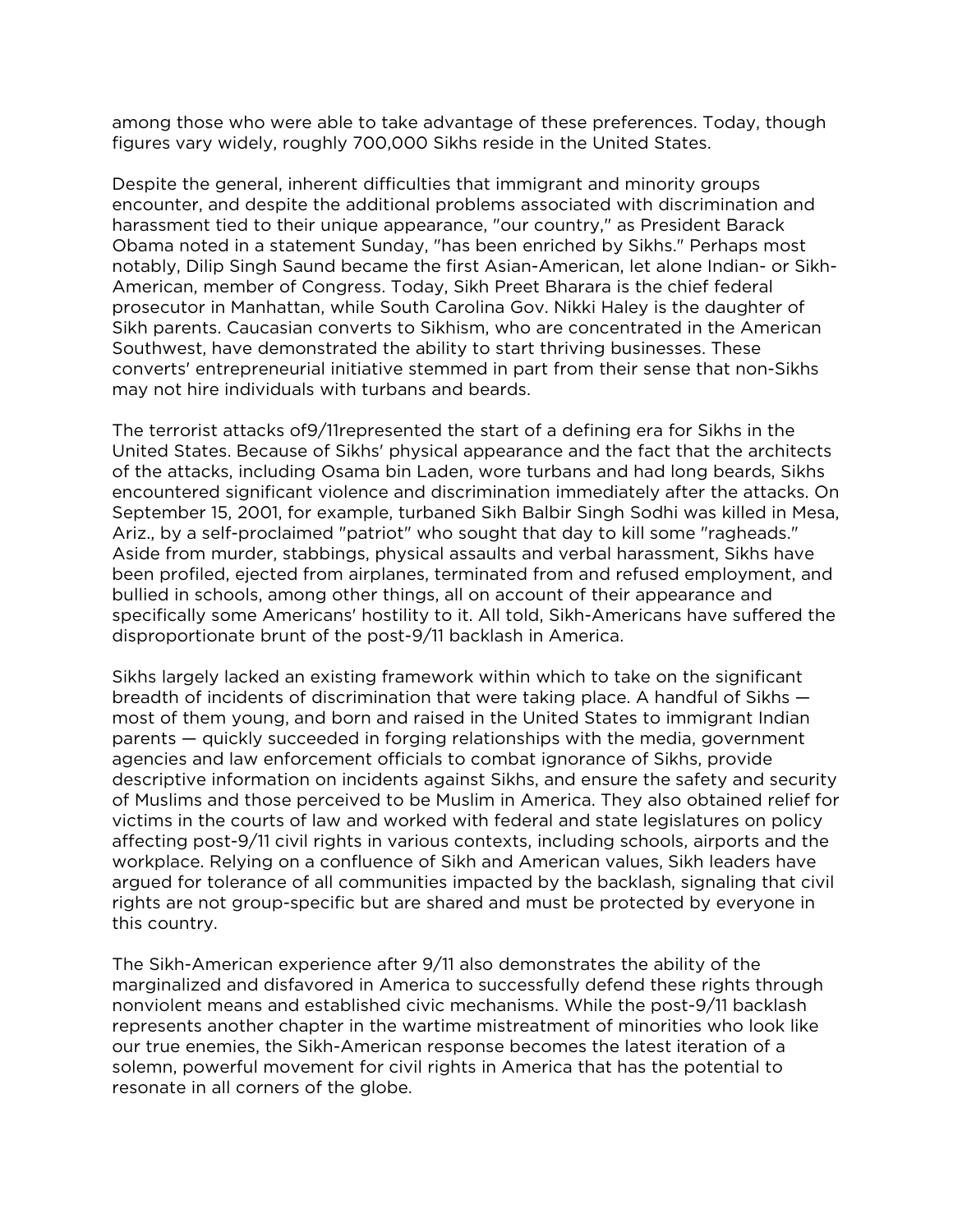among those who were able to take advantage of these preferences. Today, though figures vary widely, roughly 700,000 Sikhs reside in the United States.

Despite the general, inherent difficulties that immigrant and minority groups encounter, and despite the additional problems associated with discrimination and harassment tied to their unique appearance, "our country," as President Barack Obama noted in a statement Sunday, "has been enriched by Sikhs." Perhaps most notably, Dilip Singh Saund became the first Asian-American, let alone Indian- or Sikh-American, member of Congress. Today, Sikh Preet Bharara is the chief federal prosecutor in Manhattan, while South Carolina Gov. Nikki Haley is the daughter of Sikh parents. Caucasian converts to Sikhism, who are concentrated in the American Southwest, have demonstrated the ability to start thriving businesses. These converts' entrepreneurial initiative stemmed in part from their sense that non-Sikhs may not hire individuals with turbans and beards.

The terrorist attacks of9/11represented the start of a defining era for Sikhs in the United States. Because of Sikhs' physical appearance and the fact that the architects of the attacks, including Osama bin Laden, wore turbans and had long beards, Sikhs encountered significant violence and discrimination immediately after the attacks. On September 15, 2001, for example, turbaned Sikh Balbir Singh Sodhi was killed in Mesa, Ariz., by a self-proclaimed "patriot" who sought that day to kill some "ragheads." Aside from murder, stabbings, physical assaults and verbal harassment, Sikhs have been profiled, ejected from airplanes, terminated from and refused employment, and bullied in schools, among other things, all on account of their appearance and specifically some Americans' hostility to it. All told, Sikh-Americans have suffered the disproportionate brunt of the post-9/11 backlash in America.

Sikhs largely lacked an existing framework within which to take on the significant breadth of incidents of discrimination that were taking place. A handful of Sikhs — most of them young, and born and raised in the United States to immigrant Indian parents — quickly succeeded in forging relationships with the media, government agencies and law enforcement officials to combat ignorance of Sikhs, provide descriptive information on incidents against Sikhs, and ensure the safety and security of Muslims and those perceived to be Muslim in America. They also obtained relief for victims in the courts of law and worked with federal and state legislatures on policy affecting post-9/11 civil rights in various contexts, including schools, airports and the workplace. Relying on a confluence of Sikh and American values, Sikh leaders have argued for tolerance of all communities impacted by the backlash, signaling that civil rights are not group-specific but are shared and must be protected by everyone in this country.

The Sikh-American experience after 9/11 also demonstrates the ability of the marginalized and disfavored in America to successfully defend these rights through nonviolent means and established civic mechanisms. While the post-9/11 backlash represents another chapter in the wartime mistreatment of minorities who look like our true enemies, the Sikh-American response becomes the latest iteration of a solemn, powerful movement for civil rights in America that has the potential to resonate in all corners of the globe.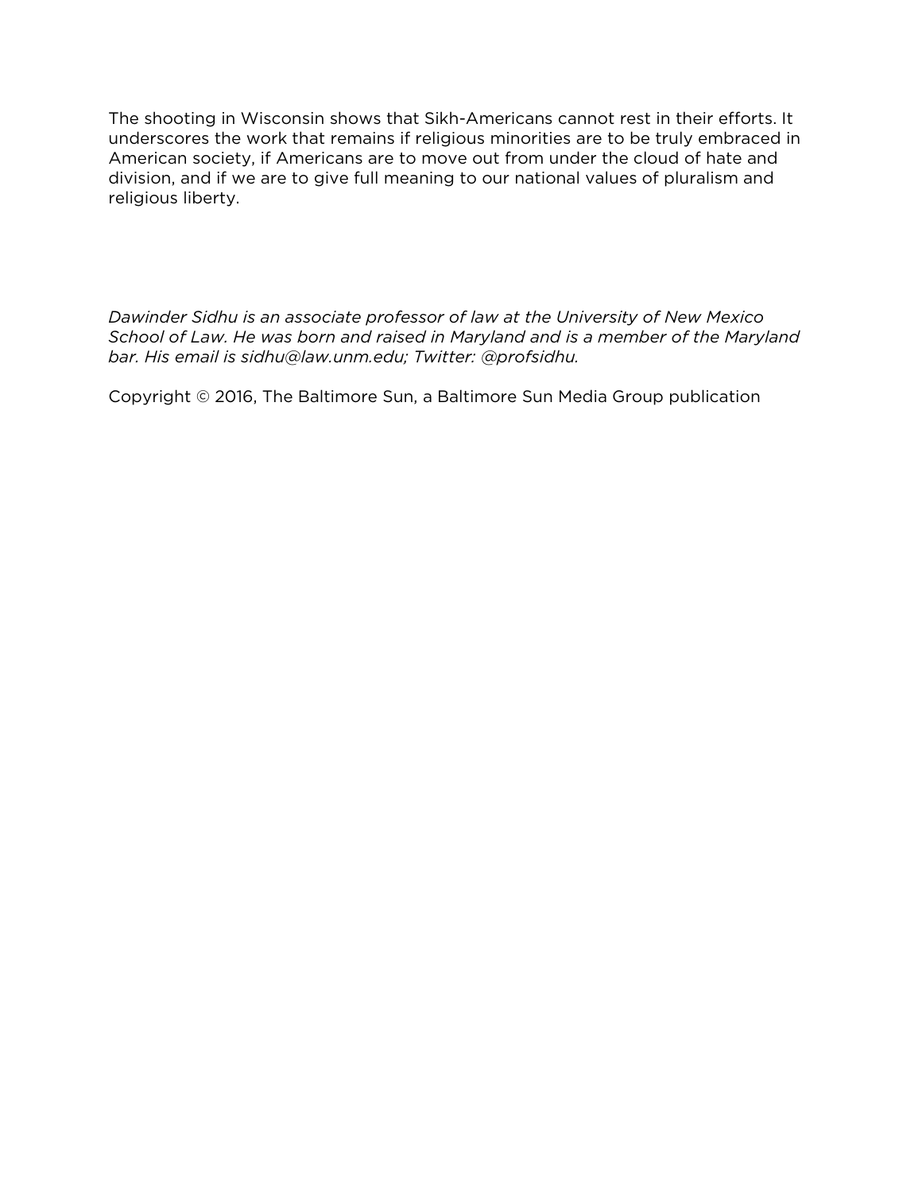The shooting in Wisconsin shows that Sikh-Americans cannot rest in their efforts. It underscores the work that remains if religious minorities are to be truly embraced in American society, if Americans are to move out from under the cloud of hate and division, and if we are to give full meaning to our national values of pluralism and religious liberty.

*Dawinder Sidhu is an associate professor of law at the University of New Mexico School of Law. He was born and raised in Maryland and is a member of the Maryland bar. His email is sidhu@law.unm.edu; Twitter: @profsidhu.*

Copyright © 2016, The Baltimore Sun, a Baltimore Sun Media Group publication